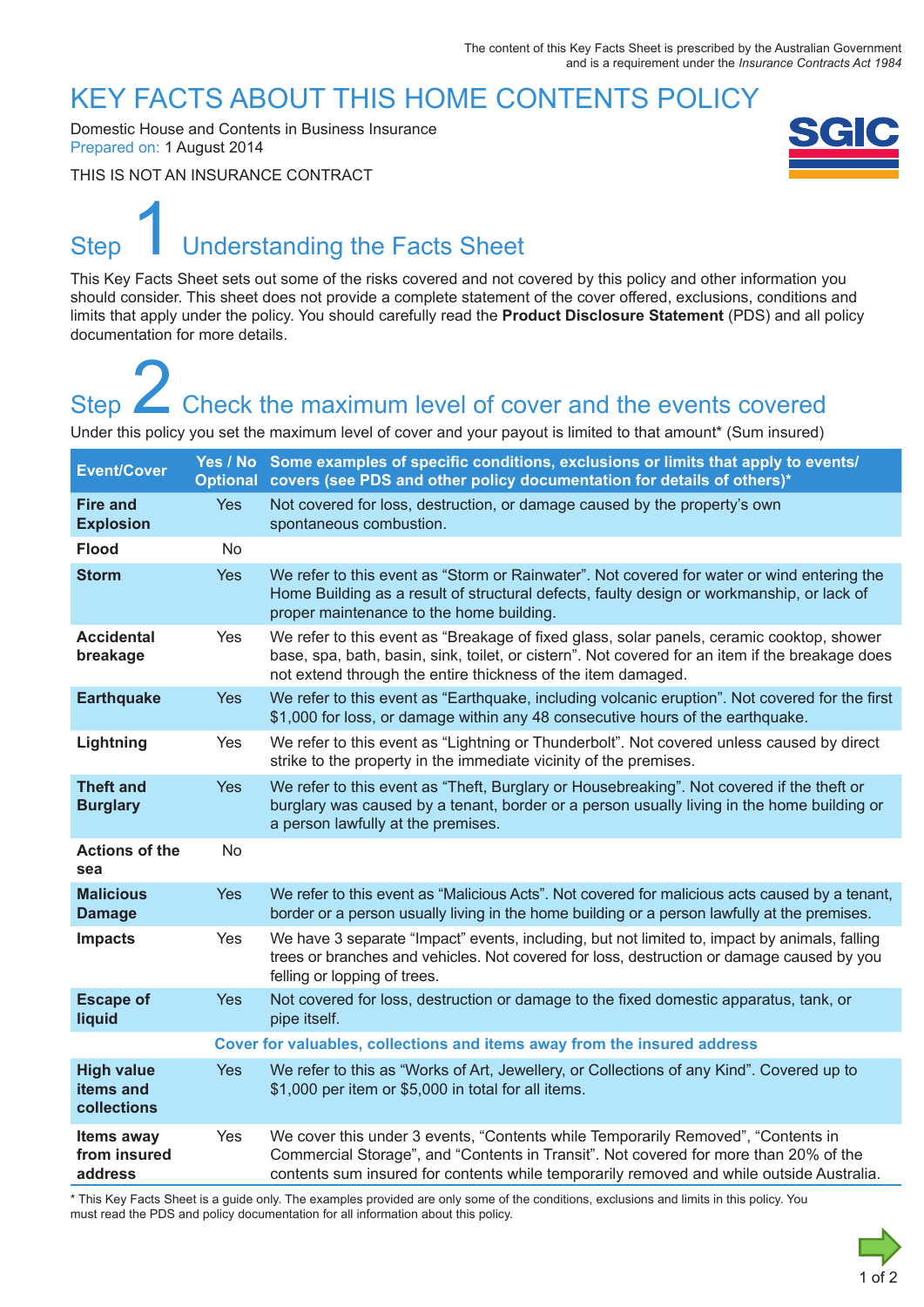The content of this Key Facts Sheet is prescribed by the Australian Government and is a requirement under the *Insurance Contracts Act 1984*

# KEY FACTS ABOUT THIS HOME CONTENTS POLICY

Domestic House and Contents in Business Insurance
Prepared on: 1 August 2014

THIS IS NOT AN INSURANCE CONTRACT

## Step 1 Understanding the Facts Sheet

This Key Facts Sheet sets out some of the risks covered and not covered by this policy and other information you should consider. This sheet does not provide a complete statement of the cover offered, exclusions, conditions and limits that apply under the policy. You should carefully read the **Product Disclosure Statement** (PDS) and all policy documentation for more details.

## Step 2 Check the maximum level of cover and the events covered

Under this policy you set the maximum level of cover and your payout is limited to that amount* (Sum insured)

| Event/Cover | Yes / No Optional | Some examples of specific conditions, exclusions or limits that apply to events/covers (see PDS and other policy documentation for details of others)* |
|---|---|---|
| **Fire and Explosion** | Yes | Not covered for loss, destruction, or damage caused by the property's own spontaneous combustion. |
| **Flood** | No | |
| **Storm** | Yes | We refer to this event as "Storm or Rainwater". Not covered for water or wind entering the Home Building as a result of structural defects, faulty design or workmanship, or lack of proper maintenance to the home building. |
| **Accidental breakage** | Yes | We refer to this event as "Breakage of fixed glass, solar panels, ceramic cooktop, shower base, spa, bath, basin, sink, toilet, or cistern". Not covered for an item if the breakage does not extend through the entire thickness of the item damaged. |
| **Earthquake** | Yes | We refer to this event as "Earthquake, including volcanic eruption". Not covered for the first $1,000 for loss, or damage within any 48 consecutive hours of the earthquake. |
| **Lightning** | Yes | We refer to this event as "Lightning or Thunderbolt". Not covered unless caused by direct strike to the property in the immediate vicinity of the premises. |
| **Theft and Burglary** | Yes | We refer to this event as "Theft, Burglary or Housebreaking". Not covered if the theft or burglary was caused by a tenant, border or a person usually living in the home building or a person lawfully at the premises. |
| **Actions of the sea** | No | |
| **Malicious Damage** | Yes | We refer to this event as "Malicious Acts". Not covered for malicious acts caused by a tenant, border or a person usually living in the home building or a person lawfully at the premises. |
| **Impacts** | Yes | We have 3 separate "Impact" events, including, but not limited to, impact by animals, falling trees or branches and vehicles. Not covered for loss, destruction or damage caused by you felling or lopping of trees. |
| **Escape of liquid** | Yes | Not covered for loss, destruction or damage to the fixed domestic apparatus, tank, or pipe itself. |
| **Cover for valuables, collections and items away from the insured address** | | |
| **High value items and collections** | Yes | We refer to this as "Works of Art, Jewellery, or Collections of any Kind". Covered up to $1,000 per item or $5,000 in total for all items. |
| **Items away from insured address** | Yes | We cover this under 3 events, "Contents while Temporarily Removed", "Contents in Commercial Storage", and "Contents in Transit". Not covered for more than 20% of the contents sum insured for contents while temporarily removed and while outside Australia. |

* This Key Facts Sheet is a guide only. The examples provided are only some of the conditions, exclusions and limits in this policy. You must read the PDS and policy documentation for all information about this policy.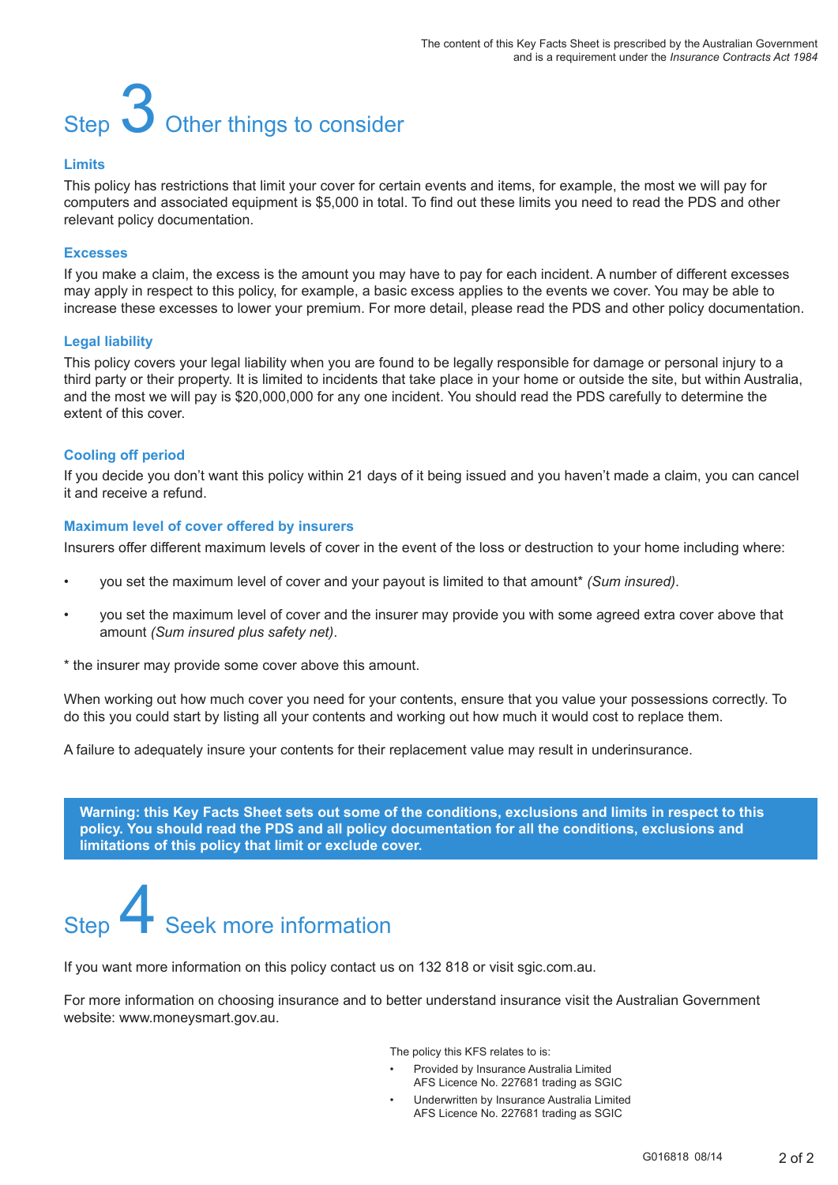The content of this Key Facts Sheet is prescribed by the Australian Government and is a requirement under the *Insurance Contracts Act 1984*

# Step 3 Other things to consider

### Limits

This policy has restrictions that limit your cover for certain events and items, for example, the most we will pay for computers and associated equipment is $5,000 in total. To find out these limits you need to read the PDS and other relevant policy documentation.

### Excesses

If you make a claim, the excess is the amount you may have to pay for each incident. A number of different excesses may apply in respect to this policy, for example, a basic excess applies to the events we cover. You may be able to increase these excesses to lower your premium. For more detail, please read the PDS and other policy documentation.

### Legal liability

This policy covers your legal liability when you are found to be legally responsible for damage or personal injury to a third party or their property. It is limited to incidents that take place in your home or outside the site, but within Australia, and the most we will pay is $20,000,000 for any one incident. You should read the PDS carefully to determine the extent of this cover.

### Cooling off period

If you decide you don't want this policy within 21 days of it being issued and you haven't made a claim, you can cancel it and receive a refund.

### Maximum level of cover offered by insurers

Insurers offer different maximum levels of cover in the event of the loss or destruction to your home including where:

- you set the maximum level of cover and your payout is limited to that amount* *(Sum insured)*.
- you set the maximum level of cover and the insurer may provide you with some agreed extra cover above that amount *(Sum insured plus safety net)*.

* the insurer may provide some cover above this amount.

When working out how much cover you need for your contents, ensure that you value your possessions correctly. To do this you could start by listing all your contents and working out how much it would cost to replace them.

A failure to adequately insure your contents for their replacement value may result in underinsurance.

**Warning: this Key Facts Sheet sets out some of the conditions, exclusions and limits in respect to this policy. You should read the PDS and all policy documentation for all the conditions, exclusions and limitations of this policy that limit or exclude cover.**

# Step 4 Seek more information

If you want more information on this policy contact us on 132 818 or visit sgic.com.au.

For more information on choosing insurance and to better understand insurance visit the Australian Government website: www.moneysmart.gov.au.

The policy this KFS relates to is:

- Provided by Insurance Australia Limited AFS Licence No. 227681 trading as SGIC
- Underwritten by Insurance Australia Limited AFS Licence No. 227681 trading as SGIC

G016818 08/14